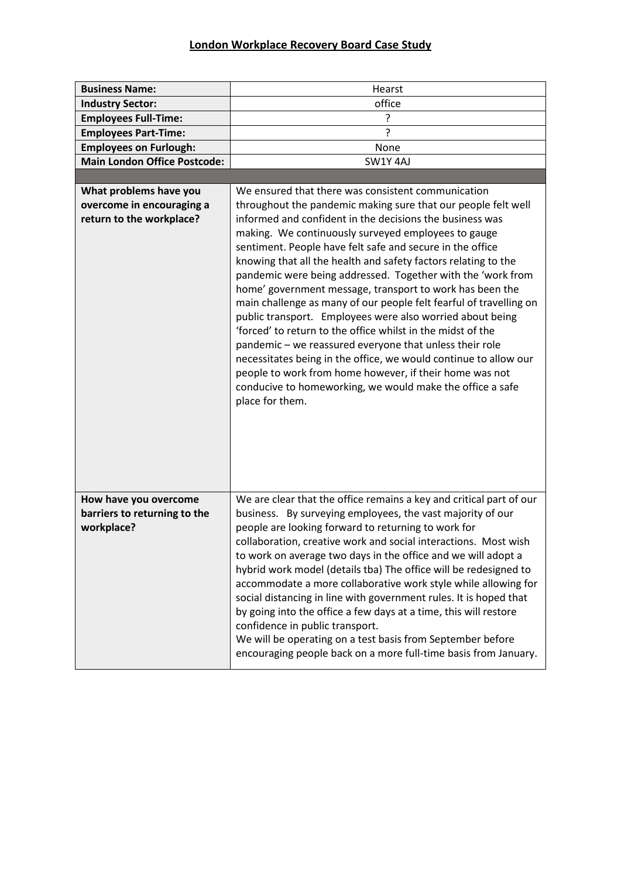## London Workplace Recovery Board Case Study

| **Business Name:** | Hearst |
|---|---|
| **Industry Sector:** | office |
| **Employees Full-Time:** | ? |
| **Employees Part-Time:** | ? |
| **Employees on Furlough:** | None |
| **Main London Office Postcode:** | SW1Y 4AJ |
| | |
| **What problems have you overcome in encouraging a return to the workplace?** | We ensured that there was consistent communication throughout the pandemic making sure that our people felt well informed and confident in the decisions the business was making. We continuously surveyed employees to gauge sentiment. People have felt safe and secure in the office knowing that all the health and safety factors relating to the pandemic were being addressed. Together with the 'work from home' government message, transport to work has been the main challenge as many of our people felt fearful of travelling on public transport. Employees were also worried about being 'forced' to return to the office whilst in the midst of the pandemic – we reassured everyone that unless their role necessitates being in the office, we would continue to allow our people to work from home however, if their home was not conducive to homeworking, we would make the office a safe place for them. |
| **How have you overcome barriers to returning to the workplace?** | We are clear that the office remains a key and critical part of our business. By surveying employees, the vast majority of our people are looking forward to returning to work for collaboration, creative work and social interactions. Most wish to work on average two days in the office and we will adopt a hybrid work model (details tba) The office will be redesigned to accommodate a more collaborative work style while allowing for social distancing in line with government rules. It is hoped that by going into the office a few days at a time, this will restore confidence in public transport.<br>We will be operating on a test basis from September before encouraging people back on a more full-time basis from January. |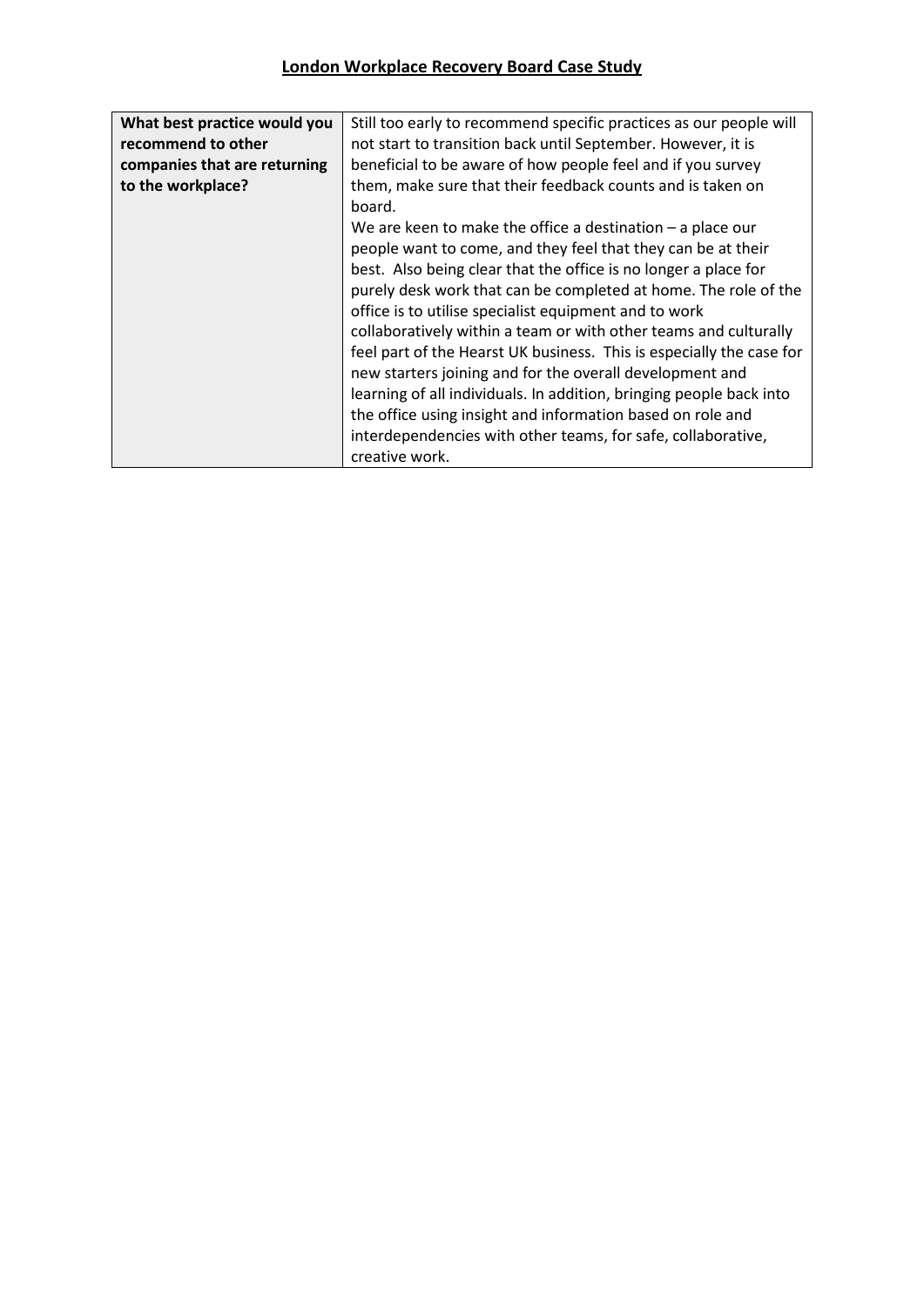## London Workplace Recovery Board Case Study

| | |
|---|---|
| **What best practice would you recommend to other companies that are returning to the workplace?** | Still too early to recommend specific practices as our people will not start to transition back until September. However, it is beneficial to be aware of how people feel and if you survey them, make sure that their feedback counts and is taken on board.<br>We are keen to make the office a destination – a place our people want to come, and they feel that they can be at their best. Also being clear that the office is no longer a place for purely desk work that can be completed at home. The role of the office is to utilise specialist equipment and to work collaboratively within a team or with other teams and culturally feel part of the Hearst UK business. This is especially the case for new starters joining and for the overall development and learning of all individuals. In addition, bringing people back into the office using insight and information based on role and interdependencies with other teams, for safe, collaborative, creative work. |